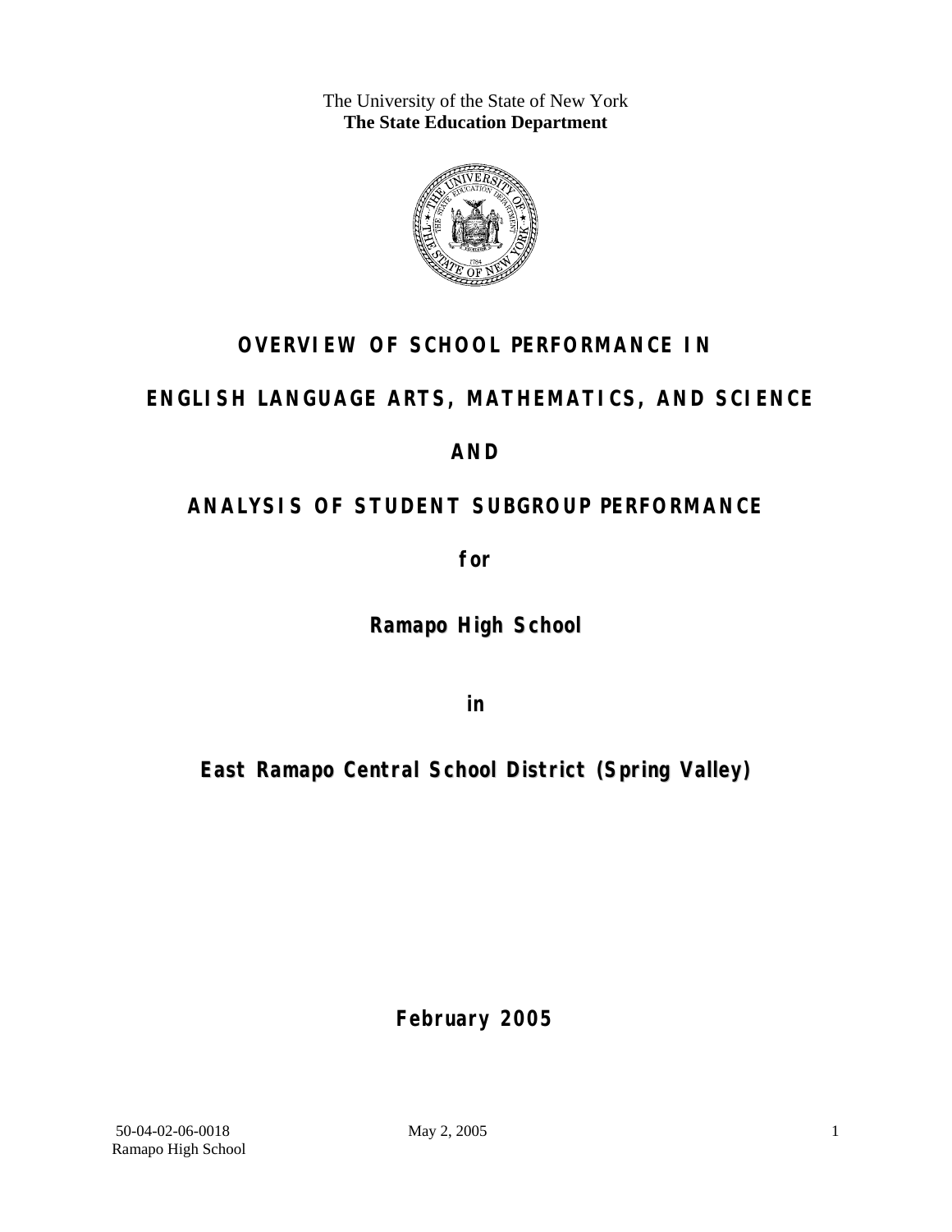The University of the State of New York
**The State Education Department**

# OVERVIEW OF SCHOOL PERFORMANCE IN

# ENGLISH LANGUAGE ARTS, MATHEMATICS, AND SCIENCE

# AND

# ANALYSIS OF STUDENT SUBGROUP PERFORMANCE

**for**

## Ramapo High School

**in**

## East Ramapo Central School District (Spring Valley)

**February 2005**

50-04-02-06-0018
Ramapo High School

May 2, 2005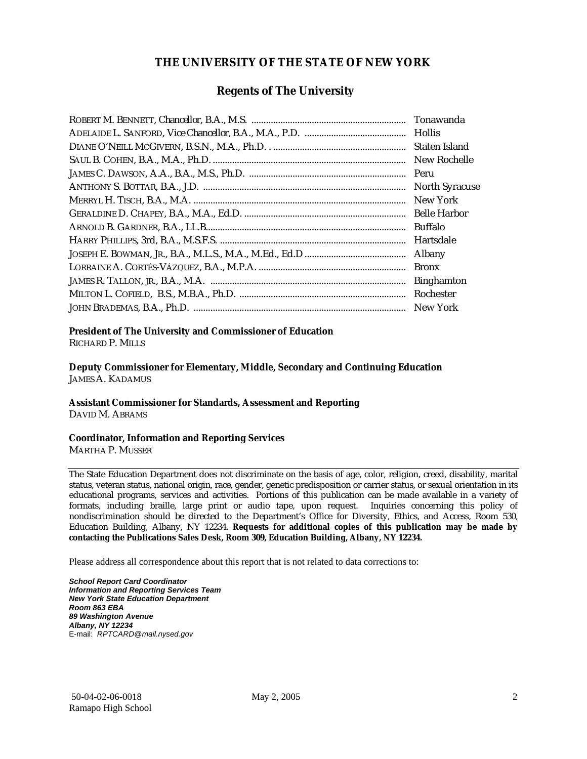# THE UNIVERSITY OF THE STATE OF NEW YORK

## Regents of The University

| | |
|---|---|
| ROBERT M. BENNETT, *Chancellor*, B.A., M.S. | Tonawanda |
| ADELAIDE L. SANFORD, *Vice Chancellor*, B.A., M.A., P.D. | Hollis |
| DIANE O'NEILL MCGIVERN, B.S.N., M.A., Ph.D. | Staten Island |
| SAUL B. COHEN, B.A., M.A., Ph.D. | New Rochelle |
| JAMES C. DAWSON, A.A., B.A., M.S., Ph.D. | Peru |
| ANTHONY S. BOTTAR, B.A., J.D. | North Syracuse |
| MERRYL H. TISCH, B.A., M.A. | New York |
| GERALDINE D. CHAPEY, B.A., M.A., Ed.D. | Belle Harbor |
| ARNOLD B. GARDNER, B.A., LL.B. | Buffalo |
| HARRY PHILLIPS, 3rd, B.A., M.S.F.S. | Hartsdale |
| JOSEPH E. BOWMAN, JR., B.A., M.L.S., M.A., M.Ed., Ed.D | Albany |
| LORRAINE A. CORTÉS-VÁZQUEZ, B.A., M.P.A. | Bronx |
| JAMES R. TALLON, JR., B.A., M.A. | Binghamton |
| MILTON L. COFIELD, B.S., M.B.A., Ph.D. | Rochester |
| JOHN BRADEMAS, B.A., Ph.D. | New York |

**President of The University and Commissioner of Education**
RICHARD P. MILLS

**Deputy Commissioner for Elementary, Middle, Secondary and Continuing Education**
JAMES A. KADAMUS

**Assistant Commissioner for Standards, Assessment and Reporting**
DAVID M. ABRAMS

**Coordinator, Information and Reporting Services**
MARTHA P. MUSSER

---

The State Education Department does not discriminate on the basis of age, color, religion, creed, disability, marital status, veteran status, national origin, race, gender, genetic predisposition or carrier status, or sexual orientation in its educational programs, services and activities. Portions of this publication can be made available in a variety of formats, including braille, large print or audio tape, upon request. Inquiries concerning this policy of nondiscrimination should be directed to the Department's Office for Diversity, Ethics, and Access, Room 530, Education Building, Albany, NY 12234. **Requests for additional copies of this publication may be made by contacting the Publications Sales Desk, Room 309, Education Building, Albany, NY 12234.**

Please address all correspondence about this report that is not related to data corrections to:

***School Report Card Coordinator***
***Information and Reporting Services Team***
***New York State Education Department***
***Room 863 EBA***
***89 Washington Avenue***
***Albany, NY 12234***
E-mail: *RPTCARD@mail.nysed.gov*

50-04-02-06-0018 May 2, 2005
Ramapo High School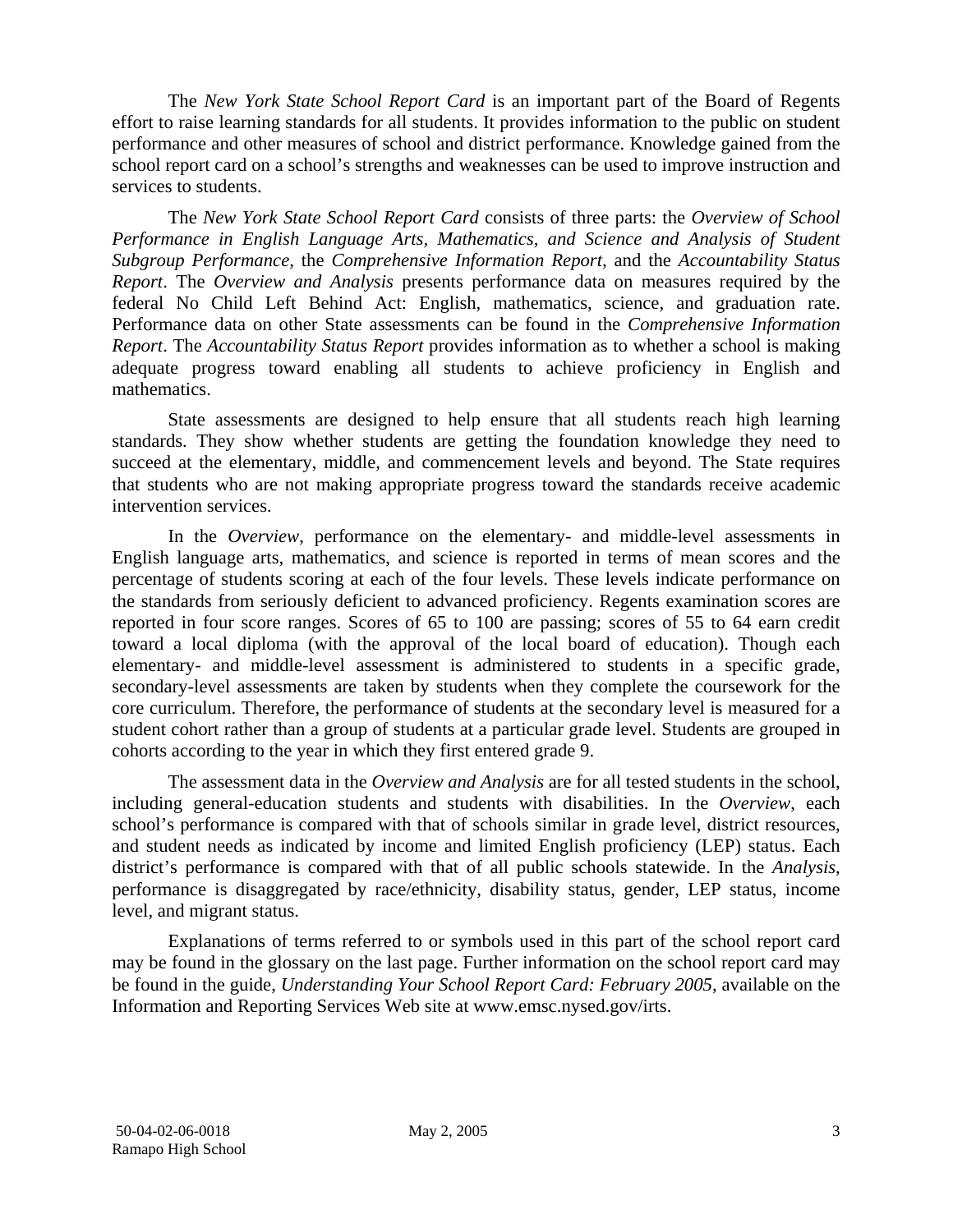The *New York State School Report Card* is an important part of the Board of Regents effort to raise learning standards for all students. It provides information to the public on student performance and other measures of school and district performance. Knowledge gained from the school report card on a school's strengths and weaknesses can be used to improve instruction and services to students.

The *New York State School Report Card* consists of three parts: the *Overview of School Performance in English Language Arts, Mathematics, and Science and Analysis of Student Subgroup Performance*, the *Comprehensive Information Report*, and the *Accountability Status Report*. The *Overview and Analysis* presents performance data on measures required by the federal No Child Left Behind Act: English, mathematics, science, and graduation rate. Performance data on other State assessments can be found in the *Comprehensive Information Report*. The *Accountability Status Report* provides information as to whether a school is making adequate progress toward enabling all students to achieve proficiency in English and mathematics.

State assessments are designed to help ensure that all students reach high learning standards. They show whether students are getting the foundation knowledge they need to succeed at the elementary, middle, and commencement levels and beyond. The State requires that students who are not making appropriate progress toward the standards receive academic intervention services.

In the *Overview*, performance on the elementary- and middle-level assessments in English language arts, mathematics, and science is reported in terms of mean scores and the percentage of students scoring at each of the four levels. These levels indicate performance on the standards from seriously deficient to advanced proficiency. Regents examination scores are reported in four score ranges. Scores of 65 to 100 are passing; scores of 55 to 64 earn credit toward a local diploma (with the approval of the local board of education). Though each elementary- and middle-level assessment is administered to students in a specific grade, secondary-level assessments are taken by students when they complete the coursework for the core curriculum. Therefore, the performance of students at the secondary level is measured for a student cohort rather than a group of students at a particular grade level. Students are grouped in cohorts according to the year in which they first entered grade 9.

The assessment data in the *Overview and Analysis* are for all tested students in the school, including general-education students and students with disabilities. In the *Overview*, each school's performance is compared with that of schools similar in grade level, district resources, and student needs as indicated by income and limited English proficiency (LEP) status. Each district's performance is compared with that of all public schools statewide. In the *Analysis*, performance is disaggregated by race/ethnicity, disability status, gender, LEP status, income level, and migrant status.

Explanations of terms referred to or symbols used in this part of the school report card may be found in the glossary on the last page. Further information on the school report card may be found in the guide, *Understanding Your School Report Card: February 2005*, available on the Information and Reporting Services Web site at www.emsc.nysed.gov/irts.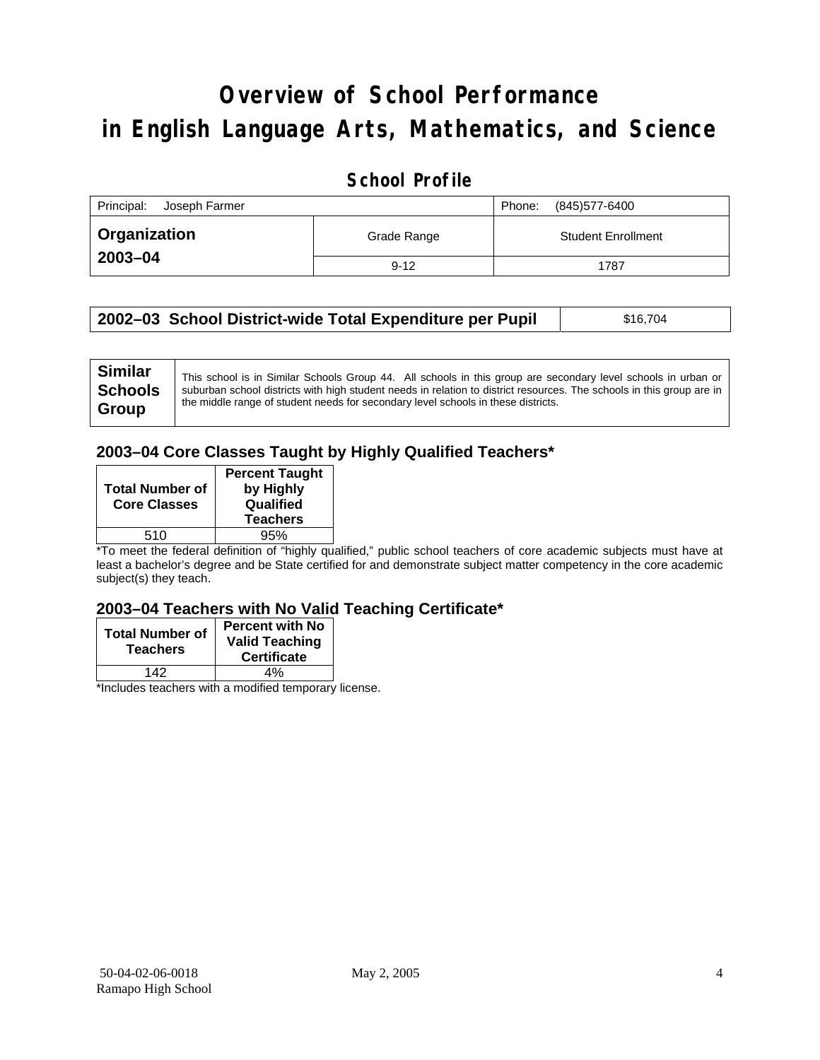# Overview of School Performance in English Language Arts, Mathematics, and Science

## School Profile

| Principal: Joseph Farmer | | Phone: (845)577-6400 |
|---|---|---|
| **Organization 2003–04** | Grade Range | Student Enrollment |
| | 9-12 | 1787 |

| **2002–03 School District-wide Total Expenditure per Pupil** | $16,704 |
|---|---|

| | |
|---|---|
| **Similar Schools Group** | This school is in Similar Schools Group 44. All schools in this group are secondary level schools in urban or suburban school districts with high student needs in relation to district resources. The schools in this group are in the middle range of student needs for secondary level schools in these districts. |

### 2003–04 Core Classes Taught by Highly Qualified Teachers*

| Total Number of Core Classes | Percent Taught by Highly Qualified Teachers |
|---|---|
| 510 | 95% |

*To meet the federal definition of "highly qualified," public school teachers of core academic subjects must have at least a bachelor's degree and be State certified for and demonstrate subject matter competency in the core academic subject(s) they teach.

### 2003–04 Teachers with No Valid Teaching Certificate*

| Total Number of Teachers | Percent with No Valid Teaching Certificate |
|---|---|
| 142 | 4% |

*Includes teachers with a modified temporary license.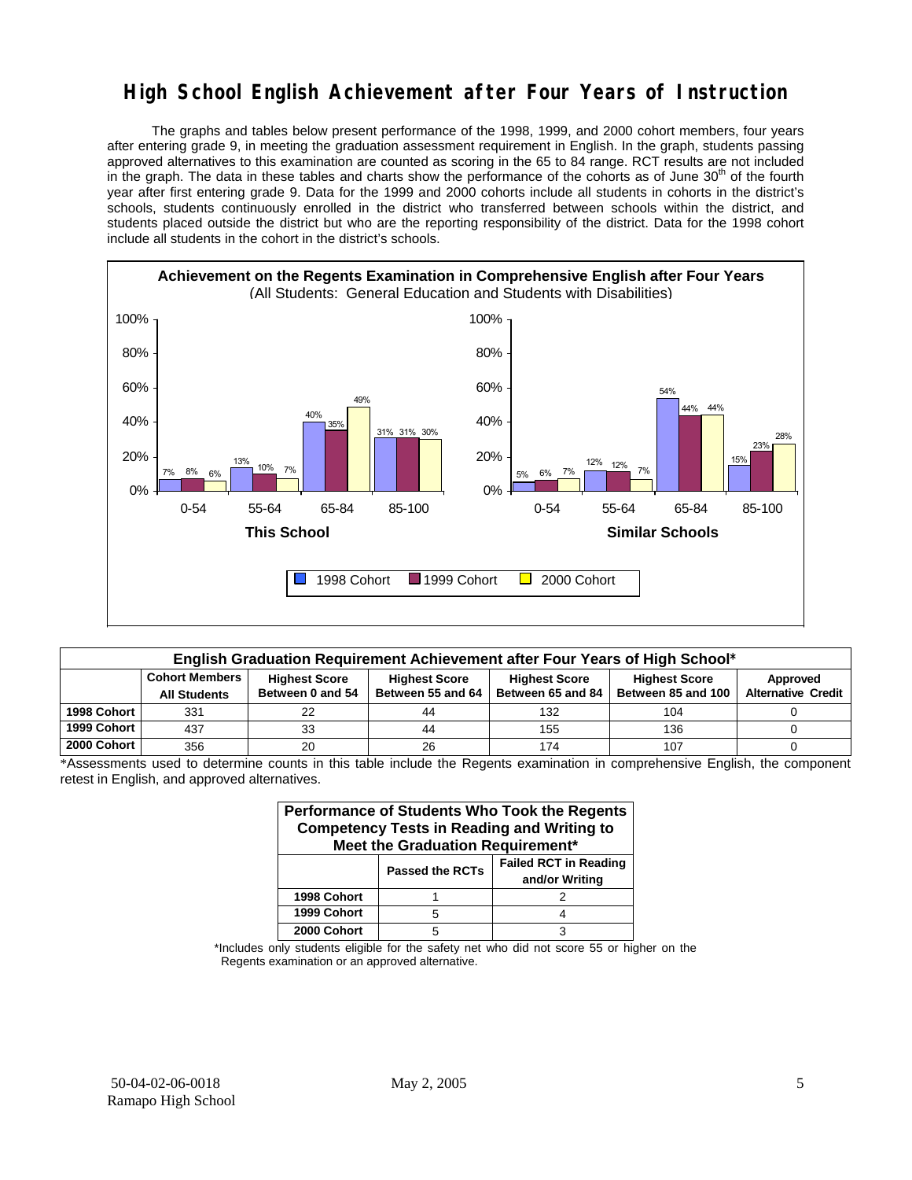# High School English Achievement after Four Years of Instruction

The graphs and tables below present performance of the 1998, 1999, and 2000 cohort members, four years after entering grade 9, in meeting the graduation assessment requirement in English. In the graph, students passing approved alternatives to this examination are counted as scoring in the 65 to 84 range. RCT results are not included in the graph. The data in these tables and charts show the performance of the cohorts as of June 30th of the fourth year after first entering grade 9. Data for the 1999 and 2000 cohorts include all students in cohorts in the district's schools, students continuously enrolled in the district who transferred between schools within the district, and students placed outside the district but who are the reporting responsibility of the district. Data for the 1998 cohort include all students in the cohort in the district's schools.

**Achievement on the Regents Examination in Comprehensive English after Four Years**
(All Students: General Education and Students with Disabilities)

100%
80%
60%
40%
20%
0%

7% 8% 6%
13% 10% 7%
40% 35% 49%
31% 31% 30%

0-54
55-64
65-84
85-100

**This School**

5% 6% 7%
12% 12% 7%
54% 44% 44%
15% 23% 28%

0-54
55-64
65-84
85-100

**Similar Schools**

1998 Cohort
1999 Cohort
2000 Cohort

| English Graduation Requirement Achievement after Four Years of High School* | | | | | | |
|---|---|---|---|---|---|---|
| | Cohort Members All Students | Highest Score Between 0 and 54 | Highest Score Between 55 and 64 | Highest Score Between 65 and 84 | Highest Score Between 85 and 100 | Approved Alternative Credit |
| 1998 Cohort | 331 | 22 | 44 | 132 | 104 | 0 |
| 1999 Cohort | 437 | 33 | 44 | 155 | 136 | 0 |
| 2000 Cohort | 356 | 20 | 26 | 174 | 107 | 0 |

*Assessments used to determine counts in this table include the Regents examination in comprehensive English, the component retest in English, and approved alternatives.

| Performance of Students Who Took the Regents Competency Tests in Reading and Writing to Meet the Graduation Requirement* | | |
|---|---|---|
| | Passed the RCTs | Failed RCT in Reading and/or Writing |
| 1998 Cohort | 1 | 2 |
| 1999 Cohort | 5 | 4 |
| 2000 Cohort | 5 | 3 |

*Includes only students eligible for the safety net who did not score 55 or higher on the Regents examination or an approved alternative.

50-04-02-06-0018
Ramapo High School

May 2, 2005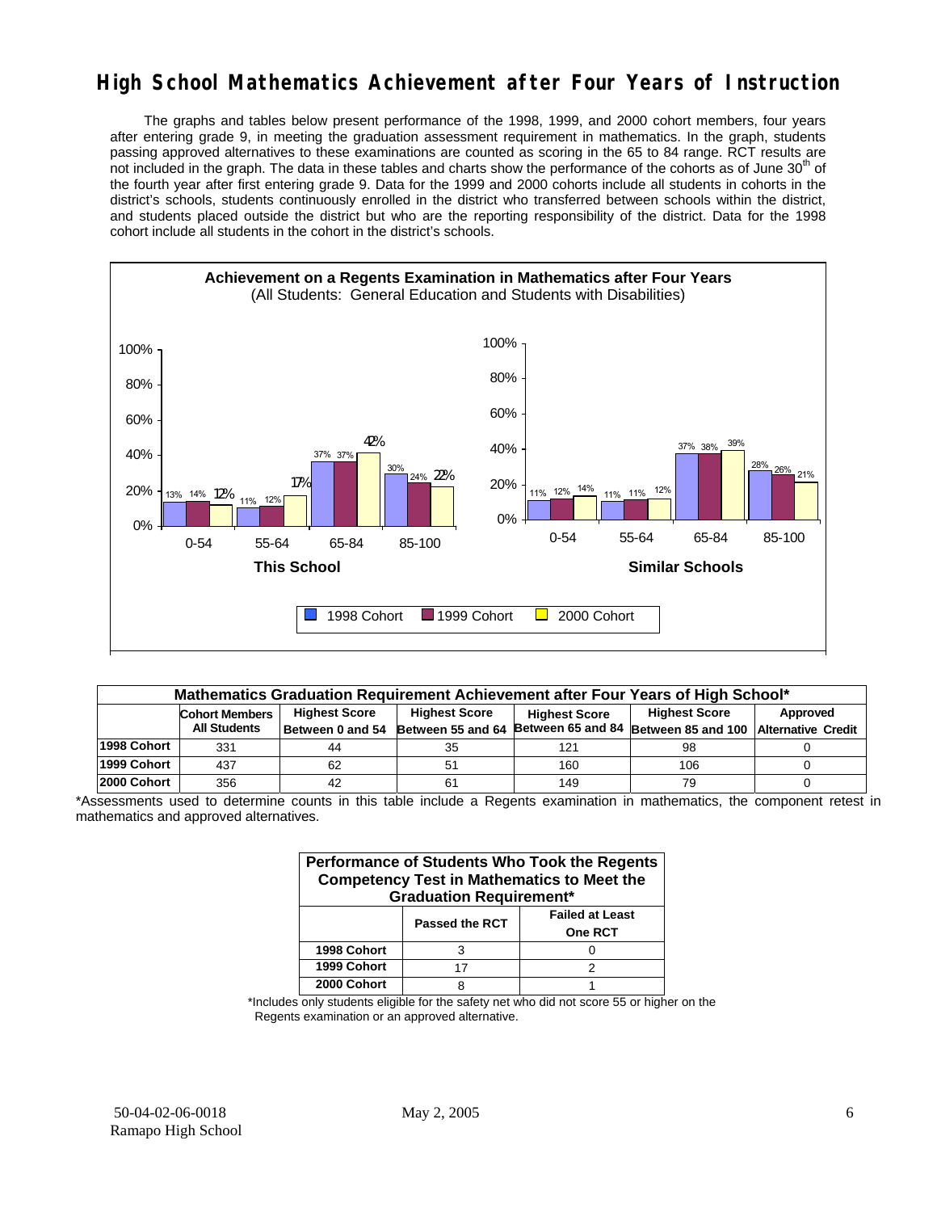# High School Mathematics Achievement after Four Years of Instruction

The graphs and tables below present performance of the 1998, 1999, and 2000 cohort members, four years after entering grade 9, in meeting the graduation assessment requirement in mathematics. In the graph, students passing approved alternatives to these examinations are counted as scoring in the 65 to 84 range. RCT results are not included in the graph. The data in these tables and charts show the performance of the cohorts as of June 30th of the fourth year after first entering grade 9. Data for the 1999 and 2000 cohorts include all students in cohorts in the district's schools, students continuously enrolled in the district who transferred between schools within the district, and students placed outside the district but who are the reporting responsibility of the district. Data for the 1998 cohort include all students in the cohort in the district's schools.

**Achievement on a Regents Examination in Mathematics after Four Years**
(All Students: General Education and Students with Disabilities)

This School
0-54: 13% 14% 12%
55-64: 11% 12% 17%
65-84: 37% 37% 42%
85-100: 30% 24% 22%

Similar Schools
0-54: 11% 12% 14%
55-64: 11% 11% 12%
65-84: 37% 38% 39%
85-100: 28% 26% 21%

1998 Cohort 1999 Cohort 2000 Cohort

| Mathematics Graduation Requirement Achievement after Four Years of High School* | | | | | | |
|---|---|---|---|---|---|---|
| | Cohort Members All Students | Highest Score Between 0 and 54 | Highest Score Between 55 and 64 | Highest Score Between 65 and 84 | Highest Score Between 85 and 100 | Approved Alternative Credit |
| 1998 Cohort | 331 | 44 | 35 | 121 | 98 | 0 |
| 1999 Cohort | 437 | 62 | 51 | 160 | 106 | 0 |
| 2000 Cohort | 356 | 42 | 61 | 149 | 79 | 0 |

*Assessments used to determine counts in this table include a Regents examination in mathematics, the component retest in mathematics and approved alternatives.

| Performance of Students Who Took the Regents Competency Test in Mathematics to Meet the Graduation Requirement* | | |
|---|---|---|
| | Passed the RCT | Failed at Least One RCT |
| 1998 Cohort | 3 | 0 |
| 1999 Cohort | 17 | 2 |
| 2000 Cohort | 8 | 1 |

*Includes only students eligible for the safety net who did not score 55 or higher on the Regents examination or an approved alternative.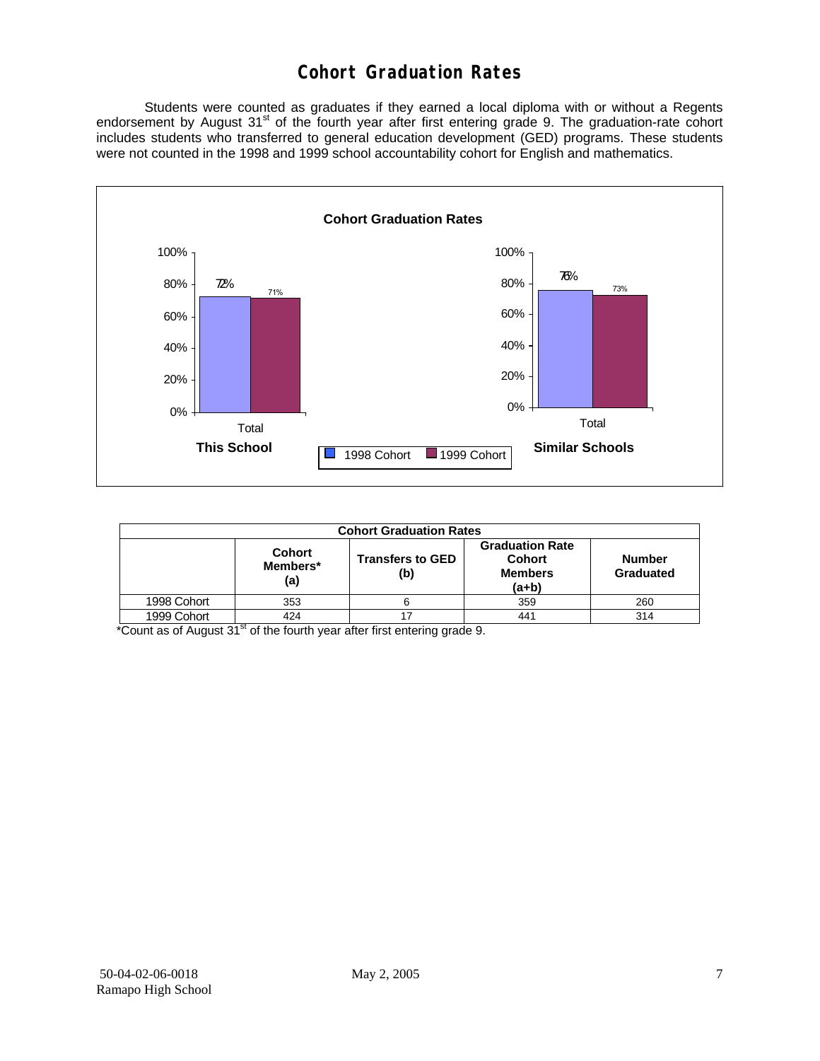# Cohort Graduation Rates

Students were counted as graduates if they earned a local diploma with or without a Regents endorsement by August 31st of the fourth year after first entering grade 9. The graduation-rate cohort includes students who transferred to general education development (GED) programs. These students were not counted in the 1998 and 1999 school accountability cohort for English and mathematics.

Cohort Graduation Rates

This School
100%
80%
60%
40%
20%
0%
72%
71%
Total

Similar Schools
100%
80%
60%
40%
20%
0%
76%
73%
Total

1998 Cohort
1999 Cohort

| Cohort Graduation Rates | | | | |
|---|---|---|---|---|
| | Cohort Members* (a) | Transfers to GED (b) | Graduation Rate Cohort Members (a+b) | Number Graduated |
| 1998 Cohort | 353 | 6 | 359 | 260 |
| 1999 Cohort | 424 | 17 | 441 | 314 |

*Count as of August 31st of the fourth year after first entering grade 9.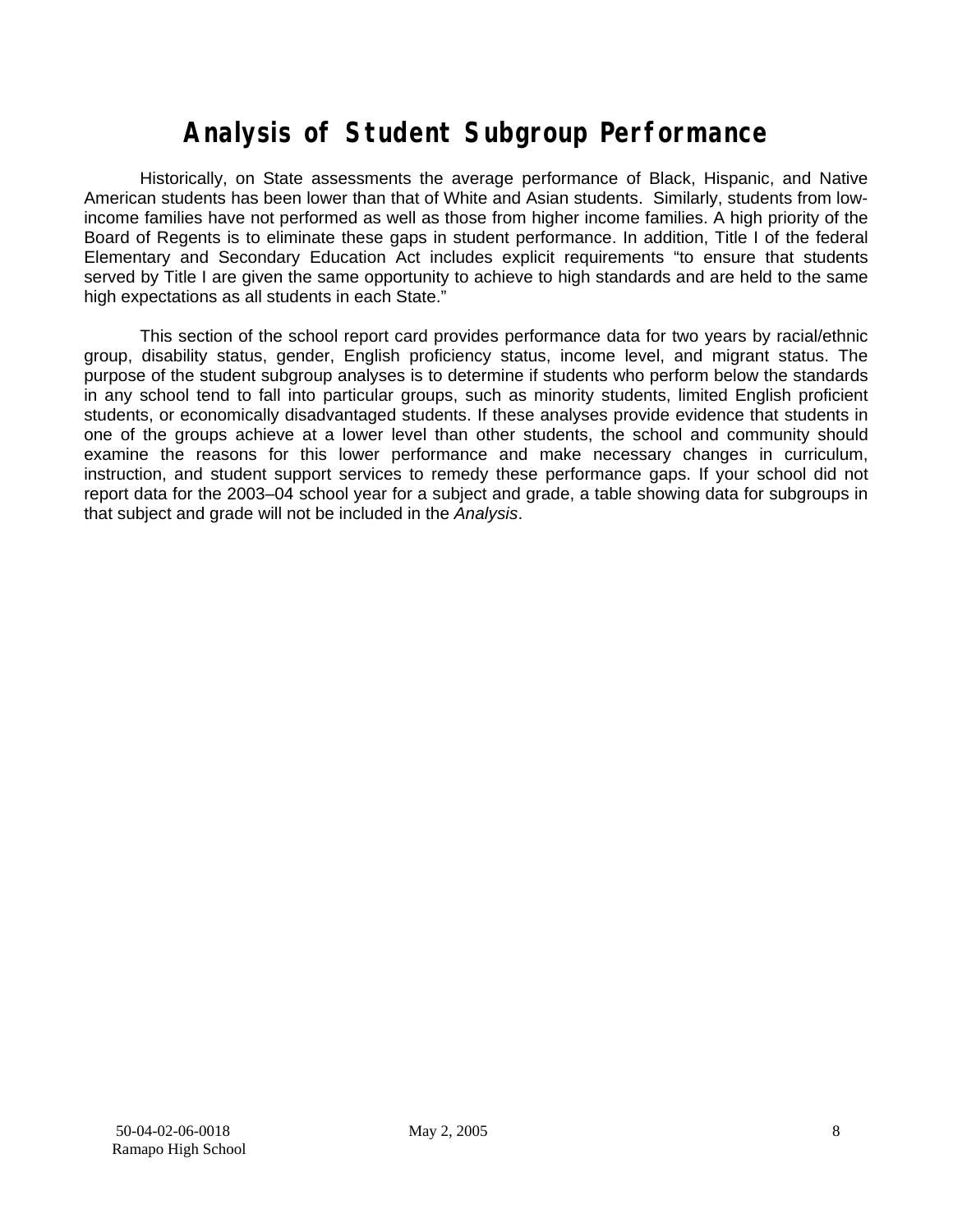# Analysis of Student Subgroup Performance

Historically, on State assessments the average performance of Black, Hispanic, and Native American students has been lower than that of White and Asian students. Similarly, students from low-income families have not performed as well as those from higher income families. A high priority of the Board of Regents is to eliminate these gaps in student performance. In addition, Title I of the federal Elementary and Secondary Education Act includes explicit requirements "to ensure that students served by Title I are given the same opportunity to achieve to high standards and are held to the same high expectations as all students in each State."

This section of the school report card provides performance data for two years by racial/ethnic group, disability status, gender, English proficiency status, income level, and migrant status. The purpose of the student subgroup analyses is to determine if students who perform below the standards in any school tend to fall into particular groups, such as minority students, limited English proficient students, or economically disadvantaged students. If these analyses provide evidence that students in one of the groups achieve at a lower level than other students, the school and community should examine the reasons for this lower performance and make necessary changes in curriculum, instruction, and student support services to remedy these performance gaps. If your school did not report data for the 2003–04 school year for a subject and grade, a table showing data for subgroups in that subject and grade will not be included in the *Analysis*.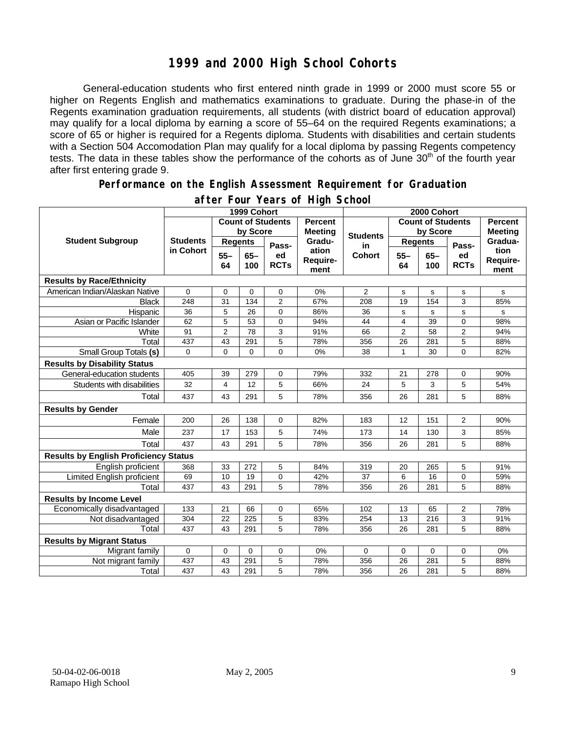# 1999 and 2000 High School Cohorts

General-education students who first entered ninth grade in 1999 or 2000 must score 55 or higher on Regents English and mathematics examinations to graduate. During the phase-in of the Regents examination graduation requirements, all students (with district board of education approval) may qualify for a local diploma by earning a score of 55–64 on the required Regents examinations; a score of 65 or higher is required for a Regents diploma. Students with disabilities and certain students with a Section 504 Accomodation Plan may qualify for a local diploma by passing Regents competency tests. The data in these tables show the performance of the cohorts as of June 30th of the fourth year after first entering grade 9.

## Performance on the English Assessment Requirement for Graduation after Four Years of High School

| Student Subgroup | 1999 Cohort | | | | | 2000 Cohort | | | | |
|---|---|---|---|---|---|---|---|---|---|---|
| | Students in Cohort | Count of Students by Score | | | Percent Meeting Graduation Requirement | Students in Cohort | Count of Students by Score | | | Percent Meeting Graduation Requirement |
| | | Regents | | Passed RCTs | | | Regents | | Passed RCTs | |
| | | 55–64 | 65–100 | | | | 55–64 | 65–100 | | |
| **Results by Race/Ethnicity** | | | | | | | | | | |
| American Indian/Alaskan Native | 0 | 0 | 0 | 0 | 0% | 2 | s | s | s | s |
| Black | 248 | 31 | 134 | 2 | 67% | 208 | 19 | 154 | 3 | 85% |
| Hispanic | 36 | 5 | 26 | 0 | 86% | 36 | s | s | s | s |
| Asian or Pacific Islander | 62 | 5 | 53 | 0 | 94% | 44 | 4 | 39 | 0 | 98% |
| White | 91 | 2 | 78 | 3 | 91% | 66 | 2 | 58 | 2 | 94% |
| Total | 437 | 43 | 291 | 5 | 78% | 356 | 26 | 281 | 5 | 88% |
| Small Group Totals **(s)** | 0 | 0 | 0 | 0 | 0% | 38 | 1 | 30 | 0 | 82% |
| **Results by Disability Status** | | | | | | | | | | |
| General-education students | 405 | 39 | 279 | 0 | 79% | 332 | 21 | 278 | 0 | 90% |
| Students with disabilities | 32 | 4 | 12 | 5 | 66% | 24 | 5 | 3 | 5 | 54% |
| Total | 437 | 43 | 291 | 5 | 78% | 356 | 26 | 281 | 5 | 88% |
| **Results by Gender** | | | | | | | | | | |
| Female | 200 | 26 | 138 | 0 | 82% | 183 | 12 | 151 | 2 | 90% |
| Male | 237 | 17 | 153 | 5 | 74% | 173 | 14 | 130 | 3 | 85% |
| Total | 437 | 43 | 291 | 5 | 78% | 356 | 26 | 281 | 5 | 88% |
| **Results by English Proficiency Status** | | | | | | | | | | |
| English proficient | 368 | 33 | 272 | 5 | 84% | 319 | 20 | 265 | 5 | 91% |
| Limited English proficient | 69 | 10 | 19 | 0 | 42% | 37 | 6 | 16 | 0 | 59% |
| Total | 437 | 43 | 291 | 5 | 78% | 356 | 26 | 281 | 5 | 88% |
| **Results by Income Level** | | | | | | | | | | |
| Economically disadvantaged | 133 | 21 | 66 | 0 | 65% | 102 | 13 | 65 | 2 | 78% |
| Not disadvantaged | 304 | 22 | 225 | 5 | 83% | 254 | 13 | 216 | 3 | 91% |
| Total | 437 | 43 | 291 | 5 | 78% | 356 | 26 | 281 | 5 | 88% |
| **Results by Migrant Status** | | | | | | | | | | |
| Migrant family | 0 | 0 | 0 | 0 | 0% | 0 | 0 | 0 | 0 | 0% |
| Not migrant family | 437 | 43 | 291 | 5 | 78% | 356 | 26 | 281 | 5 | 88% |
| Total | 437 | 43 | 291 | 5 | 78% | 356 | 26 | 281 | 5 | 88% |

50-04-02-06-0018
Ramapo High School

May 2, 2005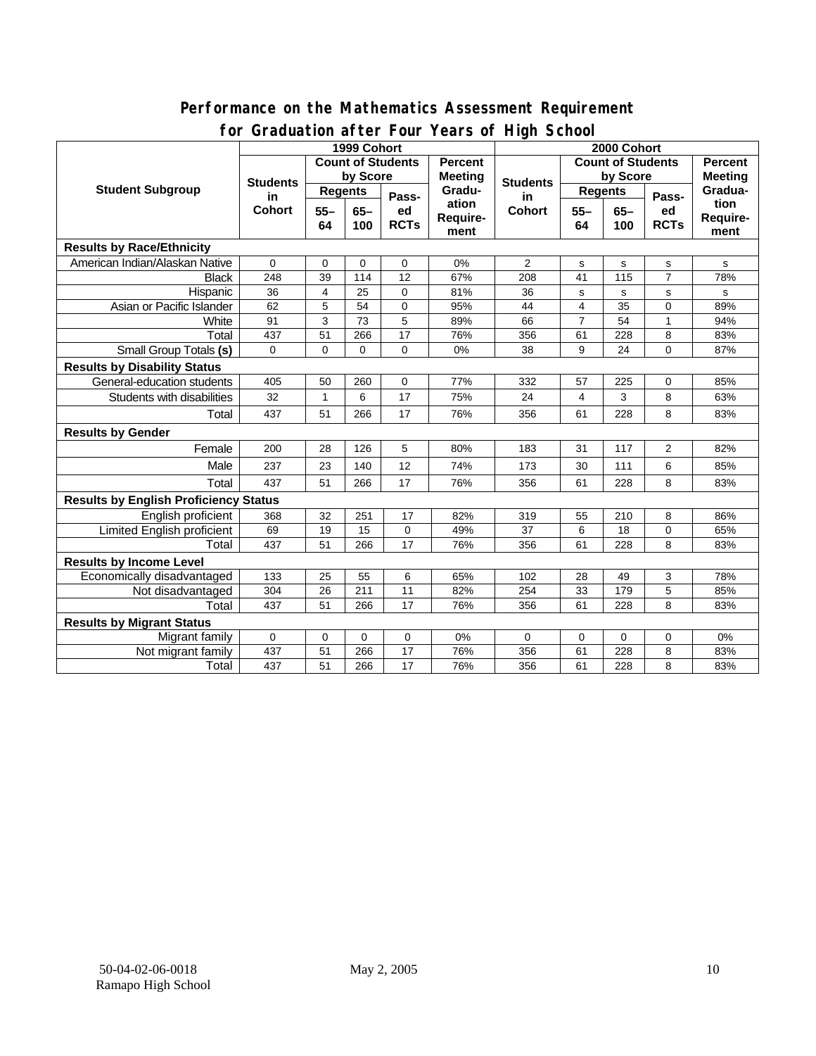## Performance on the Mathematics Assessment Requirement for Graduation after Four Years of High School

| Student Subgroup | 1999 Cohort | | | | | 2000 Cohort | | | | |
|---|---|---|---|---|---|---|---|---|---|---|
| | Students in Cohort | Count of Students by Score | | | Percent Meeting Graduation Requirement | Students in Cohort | Count of Students by Score | | | Percent Meeting Graduation Requirement |
| | | Regents 55–64 | Regents 65–100 | Passed RCTs | | | Regents 55–64 | Regents 65–100 | Passed RCTs | |
| **Results by Race/Ethnicity** | | | | | | | | | | |
| American Indian/Alaskan Native | 0 | 0 | 0 | 0 | 0% | 2 | s | s | s | s |
| Black | 248 | 39 | 114 | 12 | 67% | 208 | 41 | 115 | 7 | 78% |
| Hispanic | 36 | 4 | 25 | 0 | 81% | 36 | s | s | s | s |
| Asian or Pacific Islander | 62 | 5 | 54 | 0 | 95% | 44 | 4 | 35 | 0 | 89% |
| White | 91 | 3 | 73 | 5 | 89% | 66 | 7 | 54 | 1 | 94% |
| Total | 437 | 51 | 266 | 17 | 76% | 356 | 61 | 228 | 8 | 83% |
| Small Group Totals **(s)** | 0 | 0 | 0 | 0 | 0% | 38 | 9 | 24 | 0 | 87% |
| **Results by Disability Status** | | | | | | | | | | |
| General-education students | 405 | 50 | 260 | 0 | 77% | 332 | 57 | 225 | 0 | 85% |
| Students with disabilities | 32 | 1 | 6 | 17 | 75% | 24 | 4 | 3 | 8 | 63% |
| Total | 437 | 51 | 266 | 17 | 76% | 356 | 61 | 228 | 8 | 83% |
| **Results by Gender** | | | | | | | | | | |
| Female | 200 | 28 | 126 | 5 | 80% | 183 | 31 | 117 | 2 | 82% |
| Male | 237 | 23 | 140 | 12 | 74% | 173 | 30 | 111 | 6 | 85% |
| Total | 437 | 51 | 266 | 17 | 76% | 356 | 61 | 228 | 8 | 83% |
| **Results by English Proficiency Status** | | | | | | | | | | |
| English proficient | 368 | 32 | 251 | 17 | 82% | 319 | 55 | 210 | 8 | 86% |
| Limited English proficient | 69 | 19 | 15 | 0 | 49% | 37 | 6 | 18 | 0 | 65% |
| Total | 437 | 51 | 266 | 17 | 76% | 356 | 61 | 228 | 8 | 83% |
| **Results by Income Level** | | | | | | | | | | |
| Economically disadvantaged | 133 | 25 | 55 | 6 | 65% | 102 | 28 | 49 | 3 | 78% |
| Not disadvantaged | 304 | 26 | 211 | 11 | 82% | 254 | 33 | 179 | 5 | 85% |
| Total | 437 | 51 | 266 | 17 | 76% | 356 | 61 | 228 | 8 | 83% |
| **Results by Migrant Status** | | | | | | | | | | |
| Migrant family | 0 | 0 | 0 | 0 | 0% | 0 | 0 | 0 | 0 | 0% |
| Not migrant family | 437 | 51 | 266 | 17 | 76% | 356 | 61 | 228 | 8 | 83% |
| Total | 437 | 51 | 266 | 17 | 76% | 356 | 61 | 228 | 8 | 83% |

50-04-02-06-0018 Ramapo High School — May 2, 2005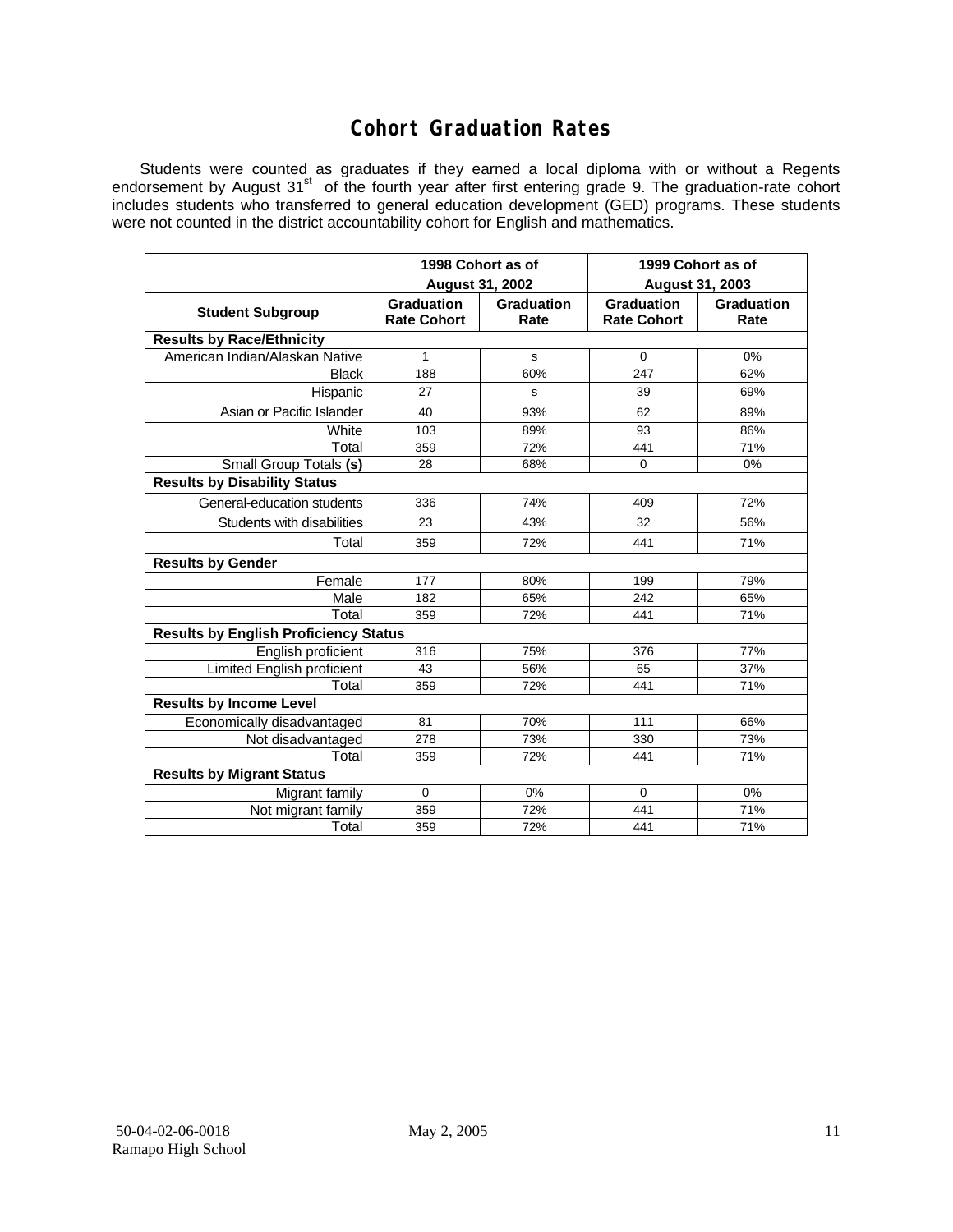# Cohort Graduation Rates

Students were counted as graduates if they earned a local diploma with or without a Regents endorsement by August 31st of the fourth year after first entering grade 9. The graduation-rate cohort includes students who transferred to general education development (GED) programs. These students were not counted in the district accountability cohort for English and mathematics.

| | 1998 Cohort as of August 31, 2002 | | 1999 Cohort as of August 31, 2003 | |
|---|---|---|---|---|
| **Student Subgroup** | **Graduation Rate Cohort** | **Graduation Rate** | **Graduation Rate Cohort** | **Graduation Rate** |
| **Results by Race/Ethnicity** | | | | |
| American Indian/Alaskan Native | 1 | s | 0 | 0% |
| Black | 188 | 60% | 247 | 62% |
| Hispanic | 27 | s | 39 | 69% |
| Asian or Pacific Islander | 40 | 93% | 62 | 89% |
| White | 103 | 89% | 93 | 86% |
| Total | 359 | 72% | 441 | 71% |
| Small Group Totals **(s)** | 28 | 68% | 0 | 0% |
| **Results by Disability Status** | | | | |
| General-education students | 336 | 74% | 409 | 72% |
| Students with disabilities | 23 | 43% | 32 | 56% |
| Total | 359 | 72% | 441 | 71% |
| **Results by Gender** | | | | |
| Female | 177 | 80% | 199 | 79% |
| Male | 182 | 65% | 242 | 65% |
| Total | 359 | 72% | 441 | 71% |
| **Results by English Proficiency Status** | | | | |
| English proficient | 316 | 75% | 376 | 77% |
| Limited English proficient | 43 | 56% | 65 | 37% |
| Total | 359 | 72% | 441 | 71% |
| **Results by Income Level** | | | | |
| Economically disadvantaged | 81 | 70% | 111 | 66% |
| Not disadvantaged | 278 | 73% | 330 | 73% |
| Total | 359 | 72% | 441 | 71% |
| **Results by Migrant Status** | | | | |
| Migrant family | 0 | 0% | 0 | 0% |
| Not migrant family | 359 | 72% | 441 | 71% |
| Total | 359 | 72% | 441 | 71% |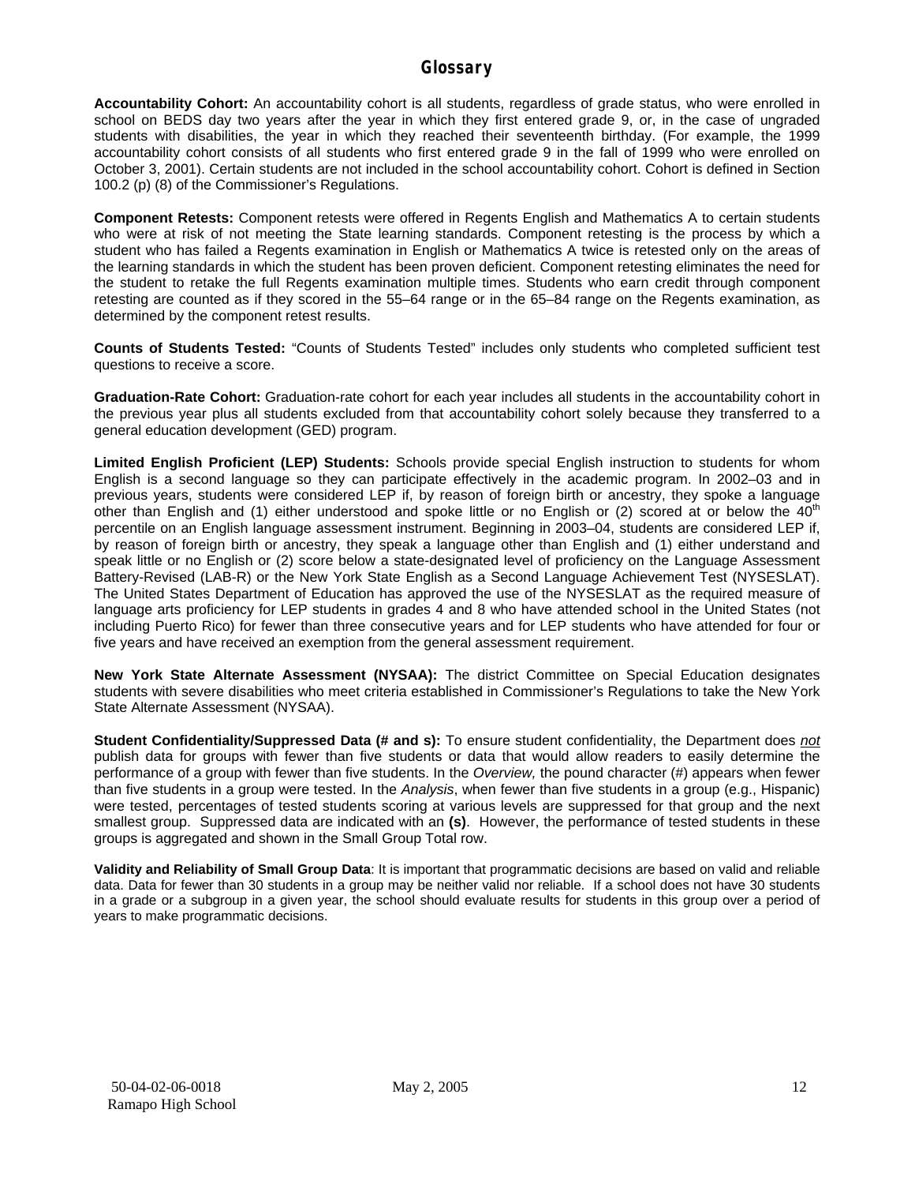# Glossary

**Accountability Cohort:** An accountability cohort is all students, regardless of grade status, who were enrolled in school on BEDS day two years after the year in which they first entered grade 9, or, in the case of ungraded students with disabilities, the year in which they reached their seventeenth birthday. (For example, the 1999 accountability cohort consists of all students who first entered grade 9 in the fall of 1999 who were enrolled on October 3, 2001). Certain students are not included in the school accountability cohort. Cohort is defined in Section 100.2 (p) (8) of the Commissioner's Regulations.

**Component Retests:** Component retests were offered in Regents English and Mathematics A to certain students who were at risk of not meeting the State learning standards. Component retesting is the process by which a student who has failed a Regents examination in English or Mathematics A twice is retested only on the areas of the learning standards in which the student has been proven deficient. Component retesting eliminates the need for the student to retake the full Regents examination multiple times. Students who earn credit through component retesting are counted as if they scored in the 55–64 range or in the 65–84 range on the Regents examination, as determined by the component retest results.

**Counts of Students Tested:** "Counts of Students Tested" includes only students who completed sufficient test questions to receive a score.

**Graduation-Rate Cohort:** Graduation-rate cohort for each year includes all students in the accountability cohort in the previous year plus all students excluded from that accountability cohort solely because they transferred to a general education development (GED) program.

**Limited English Proficient (LEP) Students:** Schools provide special English instruction to students for whom English is a second language so they can participate effectively in the academic program. In 2002–03 and in previous years, students were considered LEP if, by reason of foreign birth or ancestry, they spoke a language other than English and (1) either understood and spoke little or no English or (2) scored at or below the 40th percentile on an English language assessment instrument. Beginning in 2003–04, students are considered LEP if, by reason of foreign birth or ancestry, they speak a language other than English and (1) either understand and speak little or no English or (2) score below a state-designated level of proficiency on the Language Assessment Battery-Revised (LAB-R) or the New York State English as a Second Language Achievement Test (NYSESLAT). The United States Department of Education has approved the use of the NYSESLAT as the required measure of language arts proficiency for LEP students in grades 4 and 8 who have attended school in the United States (not including Puerto Rico) for fewer than three consecutive years and for LEP students who have attended for four or five years and have received an exemption from the general assessment requirement.

**New York State Alternate Assessment (NYSAA):** The district Committee on Special Education designates students with severe disabilities who meet criteria established in Commissioner's Regulations to take the New York State Alternate Assessment (NYSAA).

**Student Confidentiality/Suppressed Data (# and s):** To ensure student confidentiality, the Department does *not* publish data for groups with fewer than five students or data that would allow readers to easily determine the performance of a group with fewer than five students. In the *Overview,* the pound character (#) appears when fewer than five students in a group were tested. In the *Analysis*, when fewer than five students in a group (e.g., Hispanic) were tested, percentages of tested students scoring at various levels are suppressed for that group and the next smallest group. Suppressed data are indicated with an **(s)**. However, the performance of tested students in these groups is aggregated and shown in the Small Group Total row.

**Validity and Reliability of Small Group Data**: It is important that programmatic decisions are based on valid and reliable data. Data for fewer than 30 students in a group may be neither valid nor reliable. If a school does not have 30 students in a grade or a subgroup in a given year, the school should evaluate results for students in this group over a period of years to make programmatic decisions.